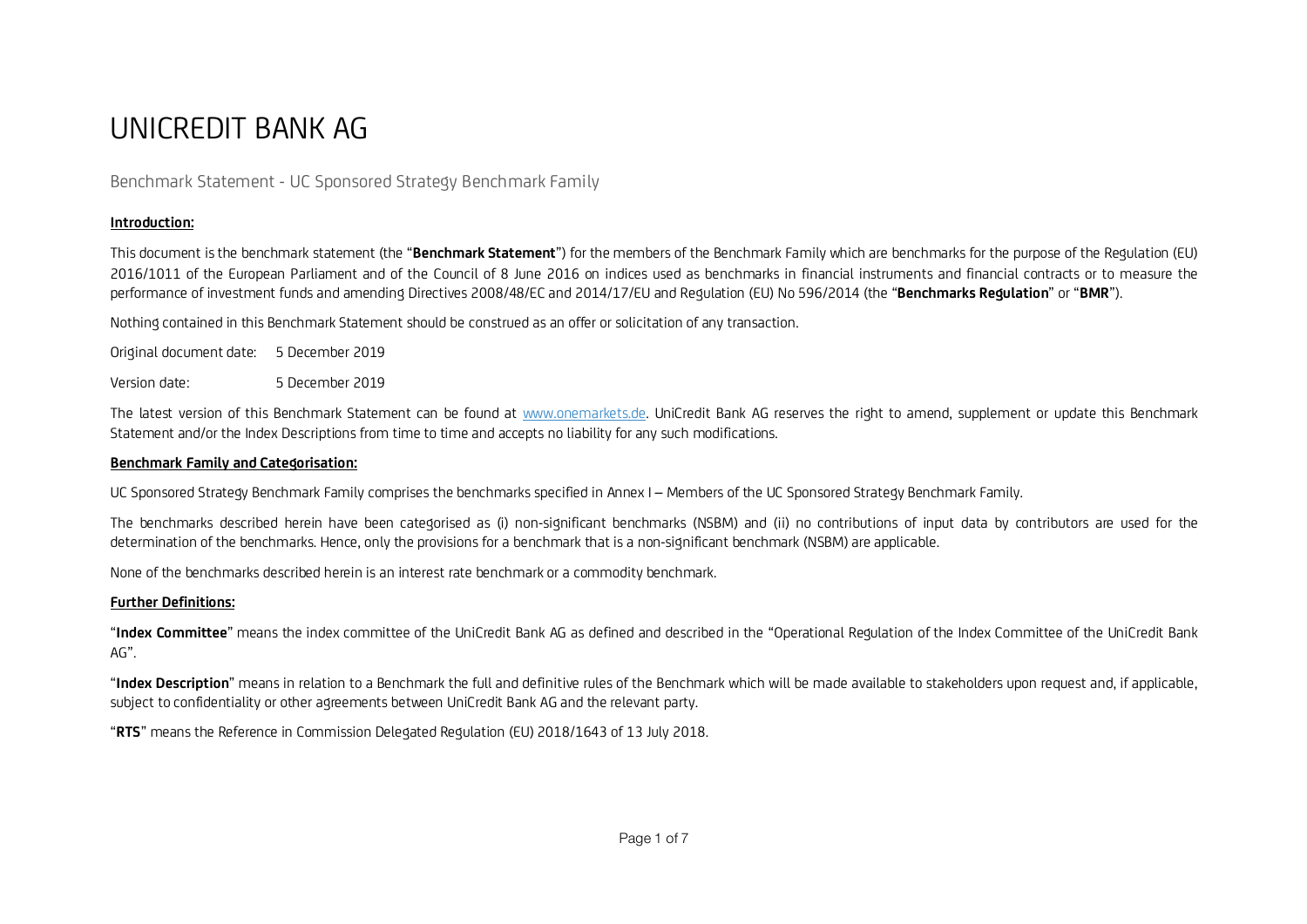# UNICREDIT BANK AG

## Benchmark Statement - UC Sponsored Strategy Benchmark Family

**Introduction:**

This document is the benchmark statement (the "**Benchmark Statement**") for the members of the Benchmark Family which are benchmarks for the purpose of the Regulation (EU) 2016/1011 of the European Parliament and of the Council of 8 June 2016 on indices used as benchmarks in financial instruments and financial contracts or to measure the performance of investment funds and amending Directives 2008/48/EC and 2014/17/EU and Regulation (EU) No 596/2014 (the "**Benchmarks Regulation**" or "**BMR**").

Nothing contained in this Benchmark Statement should be construed as an offer or solicitation of any transaction.

Original document date: 5 December 2019

Version date: 5 December 2019

The latest version of this Benchmark Statement can be found at www.onemarkets.de. UniCredit Bank AG reserves the right to amend, supplement or update this Benchmark Statement and/or the Index Descriptions from time to time and accepts no liability for any such modifications.

**Benchmark Family and Categorisation:**

UC Sponsored Strategy Benchmark Family comprises the benchmarks specified in Annex I – Members of the UC Sponsored Strategy Benchmark Family.

The benchmarks described herein have been categorised as (i) non-significant benchmarks (NSBM) and (ii) no contributions of input data by contributors are used for the determination of the benchmarks. Hence, only the provisions for a benchmark that is a non-significant benchmark (NSBM) are applicable.

None of the benchmarks described herein is an interest rate benchmark or a commodity benchmark.

**Further Definitions:**

"**Index Committee**" means the index committee of the UniCredit Bank AG as defined and described in the "Operational Regulation of the Index Committee of the UniCredit Bank AG".

"**Index Description**" means in relation to a Benchmark the full and definitive rules of the Benchmark which will be made available to stakeholders upon request and, if applicable, subject to confidentiality or other agreements between UniCredit Bank AG and the relevant party.

"**RTS**" means the Reference in Commission Delegated Regulation (EU) 2018/1643 of 13 July 2018.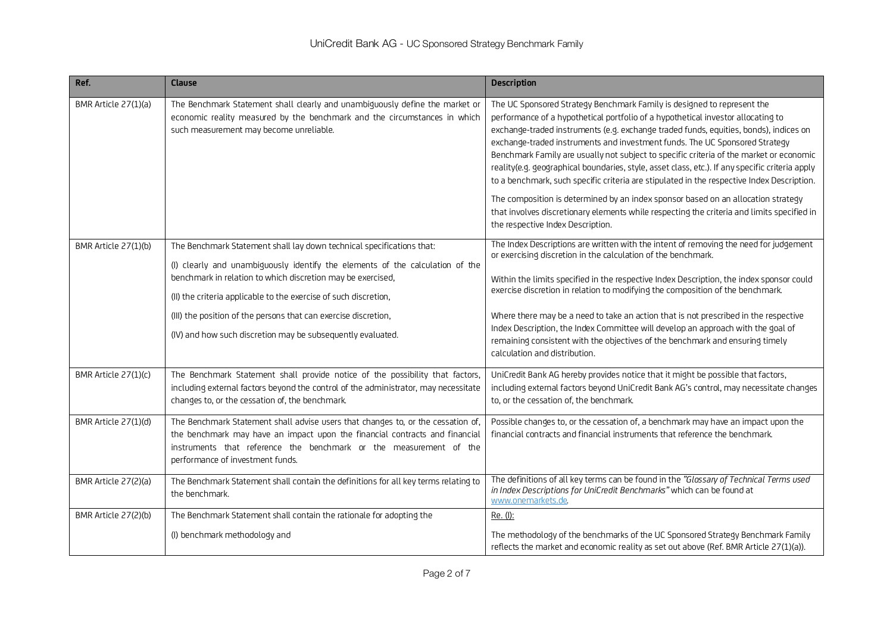| Ref. | Clause | Description |
|---|---|---|
| BMR Article 27(1)(a) | The Benchmark Statement shall clearly and unambiguously define the market or economic reality measured by the benchmark and the circumstances in which such measurement may become unreliable. | The UC Sponsored Strategy Benchmark Family is designed to represent the performance of a hypothetical portfolio of a hypothetical investor allocating to exchange-traded instruments (e.g. exchange traded funds, equities, bonds), indices on exchange-traded instruments and investment funds. The UC Sponsored Strategy Benchmark Family are usually not subject to specific criteria of the market or economic reality(e.g. geographical boundaries, style, asset class, etc.). If any specific criteria apply to a benchmark, such specific criteria are stipulated in the respective Index Description.<br><br>The composition is determined by an index sponsor based on an allocation strategy that involves discretionary elements while respecting the criteria and limits specified in the respective Index Description. |
| BMR Article 27(1)(b) | The Benchmark Statement shall lay down technical specifications that:<br><br>(I) clearly and unambiguously identify the elements of the calculation of the benchmark in relation to which discretion may be exercised,<br><br>(II) the criteria applicable to the exercise of such discretion,<br><br>(III) the position of the persons that can exercise discretion,<br><br>(IV) and how such discretion may be subsequently evaluated. | The Index Descriptions are written with the intent of removing the need for judgement or exercising discretion in the calculation of the benchmark.<br><br>Within the limits specified in the respective Index Description, the index sponsor could exercise discretion in relation to modifying the composition of the benchmark.<br><br>Where there may be a need to take an action that is not prescribed in the respective Index Description, the Index Committee will develop an approach with the goal of remaining consistent with the objectives of the benchmark and ensuring timely calculation and distribution. |
| BMR Article 27(1)(c) | The Benchmark Statement shall provide notice of the possibility that factors, including external factors beyond the control of the administrator, may necessitate changes to, or the cessation of, the benchmark. | UniCredit Bank AG hereby provides notice that it might be possible that factors, including external factors beyond UniCredit Bank AG's control, may necessitate changes to, or the cessation of, the benchmark. |
| BMR Article 27(1)(d) | The Benchmark Statement shall advise users that changes to, or the cessation of, the benchmark may have an impact upon the financial contracts and financial instruments that reference the benchmark or the measurement of the performance of investment funds. | Possible changes to, or the cessation of, a benchmark may have an impact upon the financial contracts and financial instruments that reference the benchmark. |
| BMR Article 27(2)(a) | The Benchmark Statement shall contain the definitions for all key terms relating to the benchmark. | The definitions of all key terms can be found in the *"Glossary of Technical Terms used in Index Descriptions for UniCredit Benchmarks"* which can be found at www.onemarkets.de. |
| BMR Article 27(2)(b) | The Benchmark Statement shall contain the rationale for adopting the<br><br>(I) benchmark methodology and | Re. (I):<br><br>The methodology of the benchmarks of the UC Sponsored Strategy Benchmark Family reflects the market and economic reality as set out above (Ref. BMR Article 27(1)(a)). |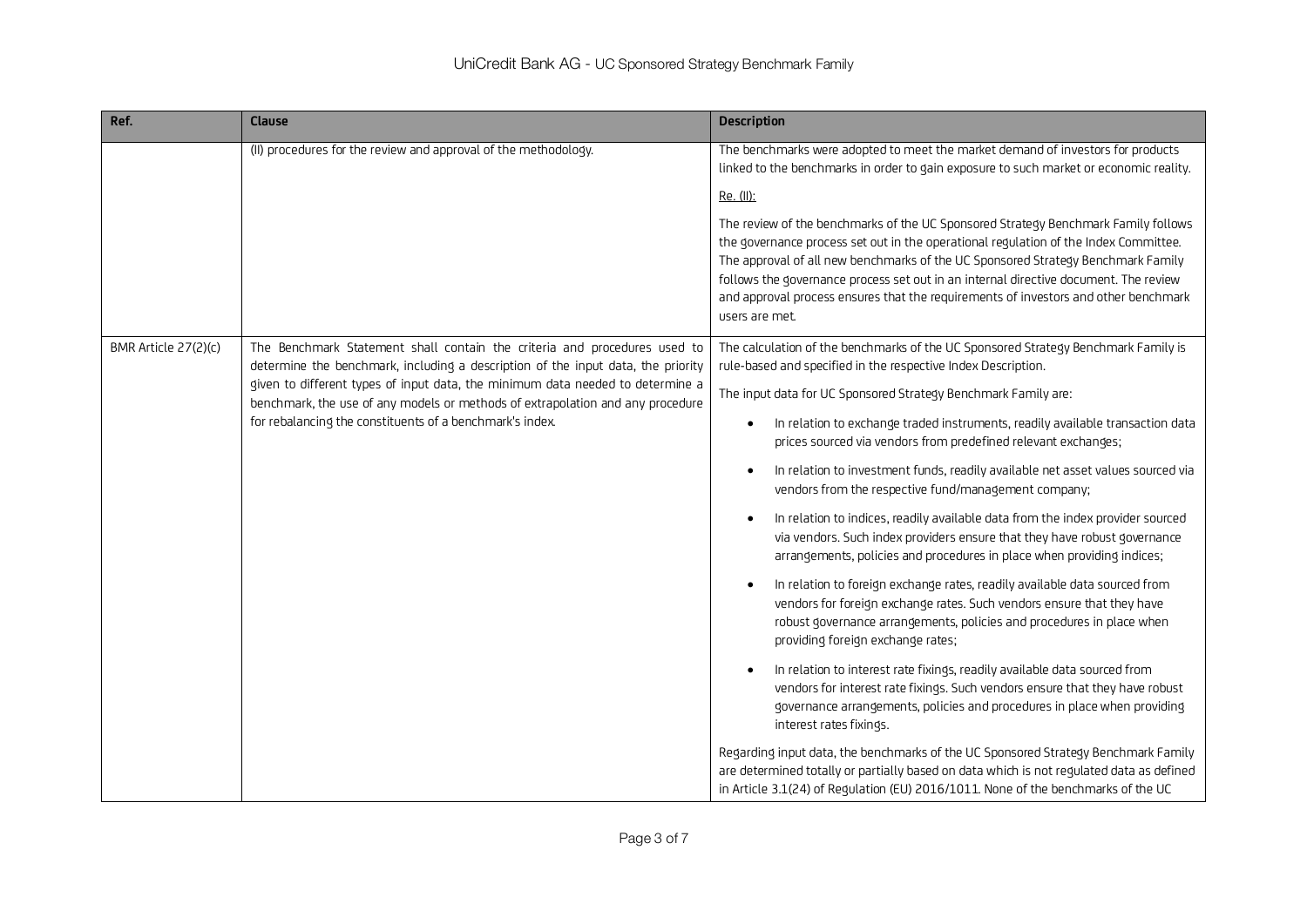| Ref. | Clause | Description |
|---|---|---|
| | (II) procedures for the review and approval of the methodology. | The benchmarks were adopted to meet the market demand of investors for products linked to the benchmarks in order to gain exposure to such market or economic reality.<br><br>Re. (II):<br><br>The review of the benchmarks of the UC Sponsored Strategy Benchmark Family follows the governance process set out in the operational regulation of the Index Committee. The approval of all new benchmarks of the UC Sponsored Strategy Benchmark Family follows the governance process set out in an internal directive document. The review and approval process ensures that the requirements of investors and other benchmark users are met. |
| BMR Article 27(2)(c) | The Benchmark Statement shall contain the criteria and procedures used to determine the benchmark, including a description of the input data, the priority given to different types of input data, the minimum data needed to determine a benchmark, the use of any models or methods of extrapolation and any procedure for rebalancing the constituents of a benchmark's index. | The calculation of the benchmarks of the UC Sponsored Strategy Benchmark Family is rule-based and specified in the respective Index Description.<br><br>The input data for UC Sponsored Strategy Benchmark Family are:<br><br>• In relation to exchange traded instruments, readily available transaction data prices sourced via vendors from predefined relevant exchanges;<br><br>• In relation to investment funds, readily available net asset values sourced via vendors from the respective fund/management company;<br><br>• In relation to indices, readily available data from the index provider sourced via vendors. Such index providers ensure that they have robust governance arrangements, policies and procedures in place when providing indices;<br><br>• In relation to foreign exchange rates, readily available data sourced from vendors for foreign exchange rates. Such vendors ensure that they have robust governance arrangements, policies and procedures in place when providing foreign exchange rates;<br><br>• In relation to interest rate fixings, readily available data sourced from vendors for interest rate fixings. Such vendors ensure that they have robust governance arrangements, policies and procedures in place when providing interest rates fixings.<br><br>Regarding input data, the benchmarks of the UC Sponsored Strategy Benchmark Family are determined totally or partially based on data which is not regulated data as defined in Article 3.1(24) of Regulation (EU) 2016/1011. None of the benchmarks of the UC |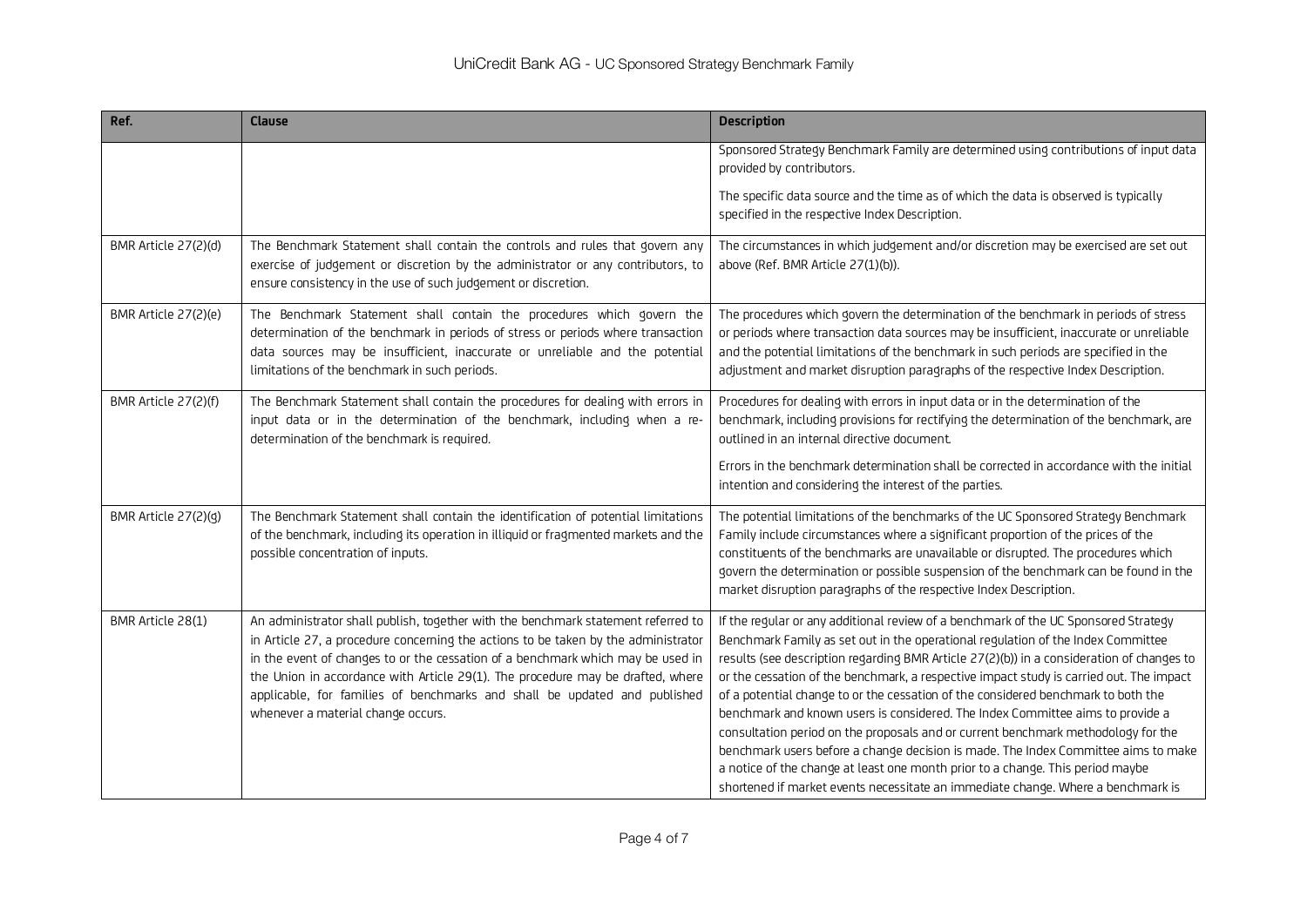| Ref. | Clause | Description |
| --- | --- | --- |
| | | Sponsored Strategy Benchmark Family are determined using contributions of input data provided by contributors.<br><br>The specific data source and the time as of which the data is observed is typically specified in the respective Index Description. |
| BMR Article 27(2)(d) | The Benchmark Statement shall contain the controls and rules that govern any exercise of judgement or discretion by the administrator or any contributors, to ensure consistency in the use of such judgement or discretion. | The circumstances in which judgement and/or discretion may be exercised are set out above (Ref. BMR Article 27(1)(b)). |
| BMR Article 27(2)(e) | The Benchmark Statement shall contain the procedures which govern the determination of the benchmark in periods of stress or periods where transaction data sources may be insufficient, inaccurate or unreliable and the potential limitations of the benchmark in such periods. | The procedures which govern the determination of the benchmark in periods of stress or periods where transaction data sources may be insufficient, inaccurate or unreliable and the potential limitations of the benchmark in such periods are specified in the adjustment and market disruption paragraphs of the respective Index Description. |
| BMR Article 27(2)(f) | The Benchmark Statement shall contain the procedures for dealing with errors in input data or in the determination of the benchmark, including when a re-determination of the benchmark is required. | Procedures for dealing with errors in input data or in the determination of the benchmark, including provisions for rectifying the determination of the benchmark, are outlined in an internal directive document.<br><br>Errors in the benchmark determination shall be corrected in accordance with the initial intention and considering the interest of the parties. |
| BMR Article 27(2)(g) | The Benchmark Statement shall contain the identification of potential limitations of the benchmark, including its operation in illiquid or fragmented markets and the possible concentration of inputs. | The potential limitations of the benchmarks of the UC Sponsored Strategy Benchmark Family include circumstances where a significant proportion of the prices of the constituents of the benchmarks are unavailable or disrupted. The procedures which govern the determination or possible suspension of the benchmark can be found in the market disruption paragraphs of the respective Index Description. |
| BMR Article 28(1) | An administrator shall publish, together with the benchmark statement referred to in Article 27, a procedure concerning the actions to be taken by the administrator in the event of changes to or the cessation of a benchmark which may be used in the Union in accordance with Article 29(1). The procedure may be drafted, where applicable, for families of benchmarks and shall be updated and published whenever a material change occurs. | If the regular or any additional review of a benchmark of the UC Sponsored Strategy Benchmark Family as set out in the operational regulation of the Index Committee results (see description regarding BMR Article 27(2)(b)) in a consideration of changes to or the cessation of the benchmark, a respective impact study is carried out. The impact of a potential change to or the cessation of the considered benchmark to both the benchmark and known users is considered. The Index Committee aims to provide a consultation period on the proposals and or current benchmark methodology for the benchmark users before a change decision is made. The Index Committee aims to make a notice of the change at least one month prior to a change. This period maybe shortened if market events necessitate an immediate change. Where a benchmark is |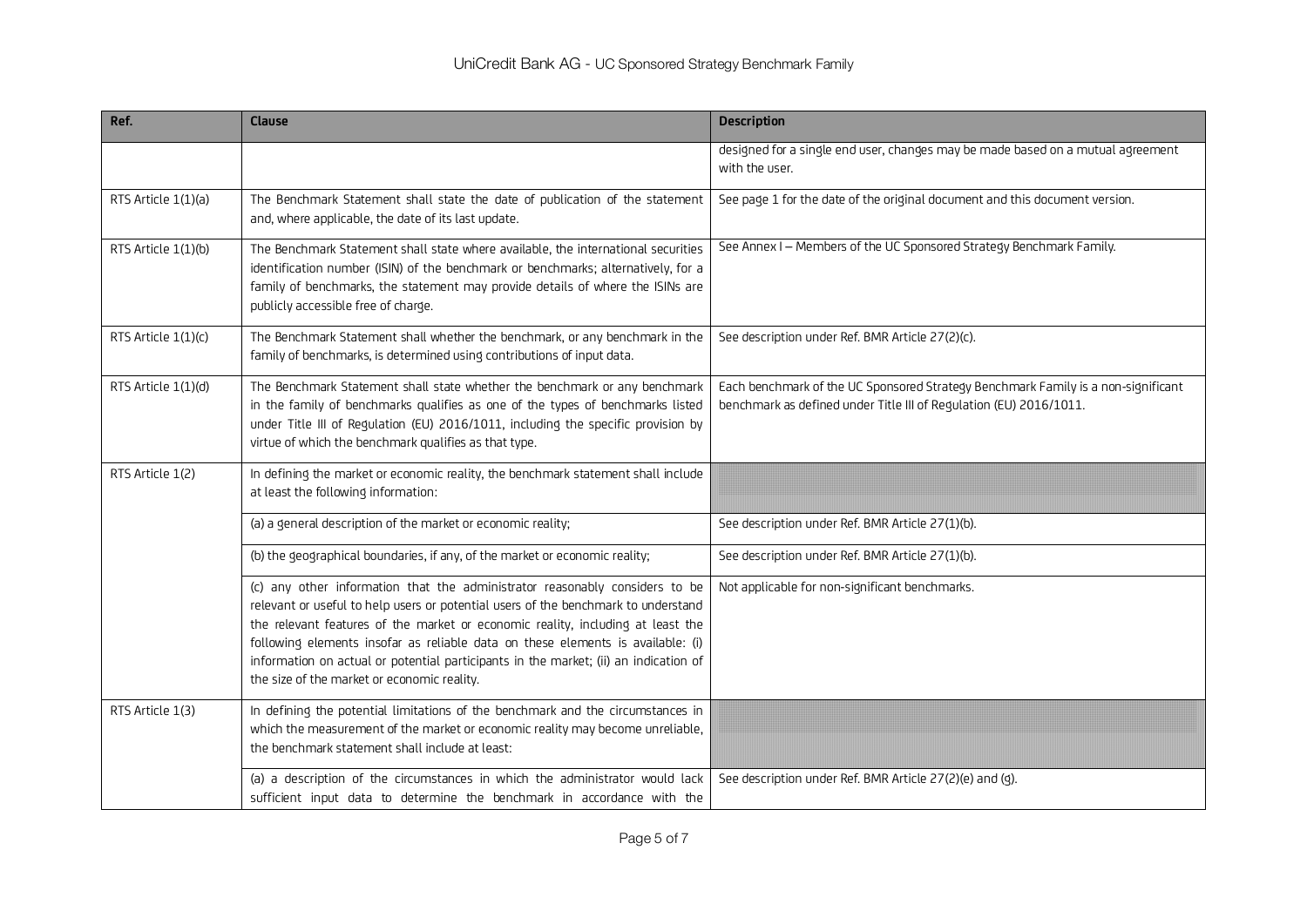| Ref. | Clause | Description |
| --- | --- | --- |
| | | designed for a single end user, changes may be made based on a mutual agreement with the user. |
| RTS Article 1(1)(a) | The Benchmark Statement shall state the date of publication of the statement and, where applicable, the date of its last update. | See page 1 for the date of the original document and this document version. |
| RTS Article 1(1)(b) | The Benchmark Statement shall state where available, the international securities identification number (ISIN) of the benchmark or benchmarks; alternatively, for a family of benchmarks, the statement may provide details of where the ISINs are publicly accessible free of charge. | See Annex I – Members of the UC Sponsored Strategy Benchmark Family. |
| RTS Article 1(1)(c) | The Benchmark Statement shall whether the benchmark, or any benchmark in the family of benchmarks, is determined using contributions of input data. | See description under Ref. BMR Article 27(2)(c). |
| RTS Article 1(1)(d) | The Benchmark Statement shall state whether the benchmark or any benchmark in the family of benchmarks qualifies as one of the types of benchmarks listed under Title III of Regulation (EU) 2016/1011, including the specific provision by virtue of which the benchmark qualifies as that type. | Each benchmark of the UC Sponsored Strategy Benchmark Family is a non-significant benchmark as defined under Title III of Regulation (EU) 2016/1011. |
| RTS Article 1(2) | In defining the market or economic reality, the benchmark statement shall include at least the following information: | |
| | (a) a general description of the market or economic reality; | See description under Ref. BMR Article 27(1)(b). |
| | (b) the geographical boundaries, if any, of the market or economic reality; | See description under Ref. BMR Article 27(1)(b). |
| | (c) any other information that the administrator reasonably considers to be relevant or useful to help users or potential users of the benchmark to understand the relevant features of the market or economic reality, including at least the following elements insofar as reliable data on these elements is available: (i) information on actual or potential participants in the market; (ii) an indication of the size of the market or economic reality. | Not applicable for non-significant benchmarks. |
| RTS Article 1(3) | In defining the potential limitations of the benchmark and the circumstances in which the measurement of the market or economic reality may become unreliable, the benchmark statement shall include at least: | |
| | (a) a description of the circumstances in which the administrator would lack sufficient input data to determine the benchmark in accordance with the | See description under Ref. BMR Article 27(2)(e) and (g). |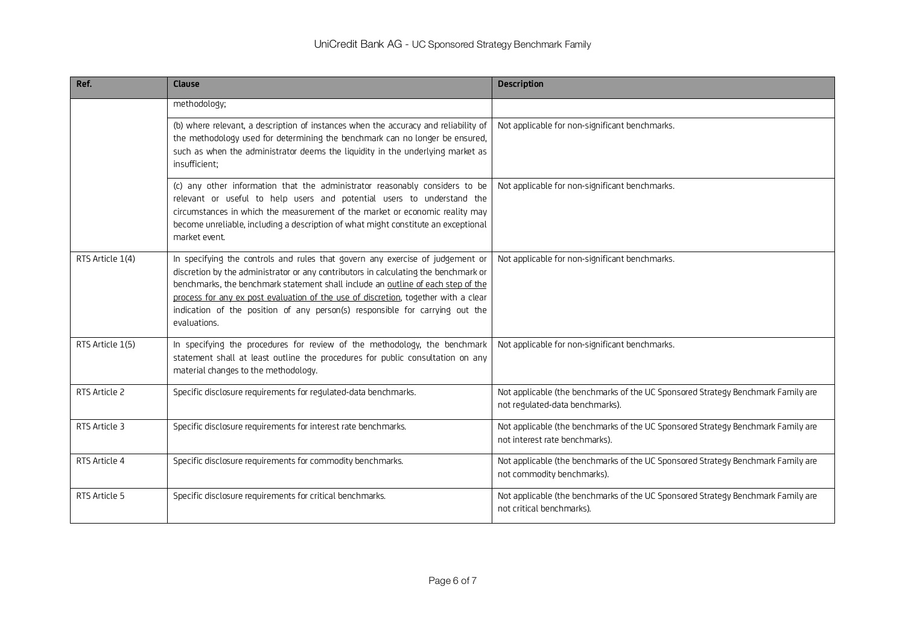| Ref. | Clause | Description |
| --- | --- | --- |
| | methodology; | |
| | (b) where relevant, a description of instances when the accuracy and reliability of the methodology used for determining the benchmark can no longer be ensured, such as when the administrator deems the liquidity in the underlying market as insufficient; | Not applicable for non-significant benchmarks. |
| | (c) any other information that the administrator reasonably considers to be relevant or useful to help users and potential users to understand the circumstances in which the measurement of the market or economic reality may become unreliable, including a description of what might constitute an exceptional market event. | Not applicable for non-significant benchmarks. |
| RTS Article 1(4) | In specifying the controls and rules that govern any exercise of judgement or discretion by the administrator or any contributors in calculating the benchmark or benchmarks, the benchmark statement shall include an <u>outline of each step of the process for any ex post evaluation of the use of discretion</u>, together with a clear indication of the position of any person(s) responsible for carrying out the evaluations. | Not applicable for non-significant benchmarks. |
| RTS Article 1(5) | In specifying the procedures for review of the methodology, the benchmark statement shall at least outline the procedures for public consultation on any material changes to the methodology. | Not applicable for non-significant benchmarks. |
| RTS Article 2 | Specific disclosure requirements for regulated-data benchmarks. | Not applicable (the benchmarks of the UC Sponsored Strategy Benchmark Family are not regulated-data benchmarks). |
| RTS Article 3 | Specific disclosure requirements for interest rate benchmarks. | Not applicable (the benchmarks of the UC Sponsored Strategy Benchmark Family are not interest rate benchmarks). |
| RTS Article 4 | Specific disclosure requirements for commodity benchmarks. | Not applicable (the benchmarks of the UC Sponsored Strategy Benchmark Family are not commodity benchmarks). |
| RTS Article 5 | Specific disclosure requirements for critical benchmarks. | Not applicable (the benchmarks of the UC Sponsored Strategy Benchmark Family are not critical benchmarks). |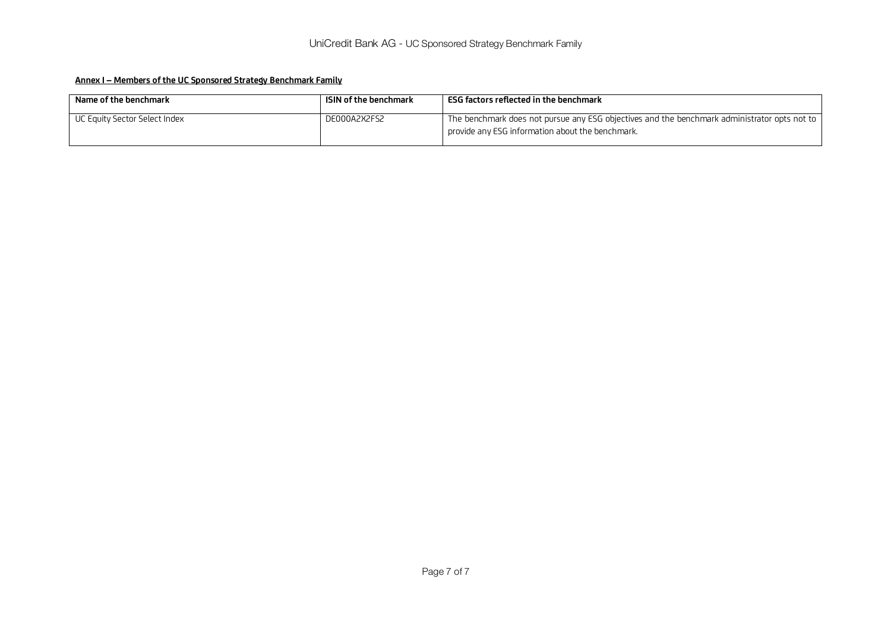**Annex I – Members of the UC Sponsored Strategy Benchmark Family**

| Name of the benchmark | ISIN of the benchmark | ESG factors reflected in the benchmark |
|---|---|---|
| UC Equity Sector Select Index | DE000A2X2FS2 | The benchmark does not pursue any ESG objectives and the benchmark administrator opts not to provide any ESG information about the benchmark. |